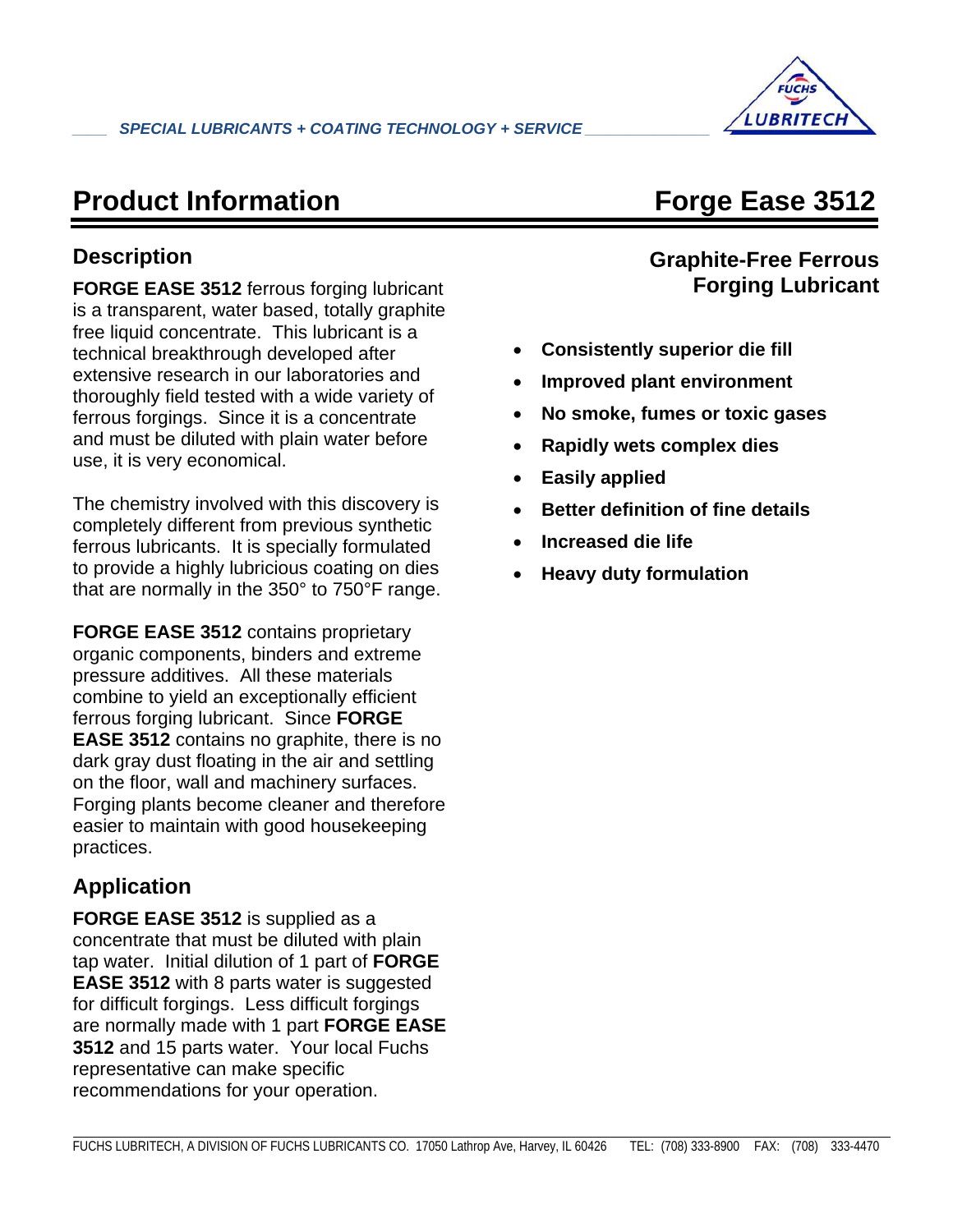SPECIAL LUBRICANTS + COATING TECHNOLOGY + SERVICE

# Product Information — Forge Ease 3512

## Graphite-Free Ferrous Forging Lubricant

## Description

**FORGE EASE 3512** ferrous forging lubricant is a transparent, water based, totally graphite free liquid concentrate. This lubricant is a technical breakthrough developed after extensive research in our laboratories and thoroughly field tested with a wide variety of ferrous forgings. Since it is a concentrate and must be diluted with plain water before use, it is very economical.

The chemistry involved with this discovery is completely different from previous synthetic ferrous lubricants. It is specially formulated to provide a highly lubricious coating on dies that are normally in the 350° to 750°F range.

**FORGE EASE 3512** contains proprietary organic components, binders and extreme pressure additives. All these materials combine to yield an exceptionally efficient ferrous forging lubricant. Since **FORGE EASE 3512** contains no graphite, there is no dark gray dust floating in the air and settling on the floor, wall and machinery surfaces. Forging plants become cleaner and therefore easier to maintain with good housekeeping practices.

- **Consistently superior die fill**
- **Improved plant environment**
- **No smoke, fumes or toxic gases**
- **Rapidly wets complex dies**
- **Easily applied**
- **Better definition of fine details**
- **Increased die life**
- **Heavy duty formulation**

## Application

**FORGE EASE 3512** is supplied as a concentrate that must be diluted with plain tap water. Initial dilution of 1 part of **FORGE EASE 3512** with 8 parts water is suggested for difficult forgings. Less difficult forgings are normally made with 1 part **FORGE EASE 3512** and 15 parts water. Your local Fuchs representative can make specific recommendations for your operation.

FUCHS LUBRITECH, A DIVISION OF FUCHS LUBRICANTS CO. 17050 Lathrop Ave, Harvey, IL 60426 TEL: (708) 333-8900 FAX: (708) 333-4470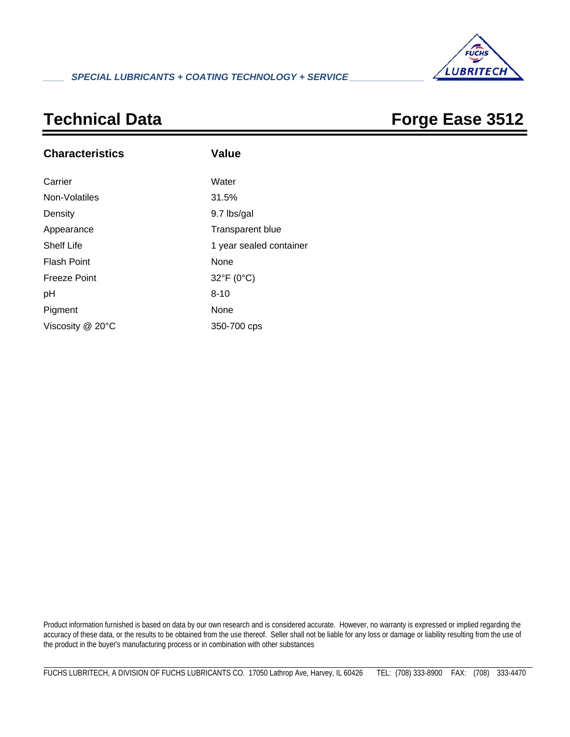SPECIAL LUBRICANTS + COATING TECHNOLOGY + SERVICE

# Technical Data — Forge Ease 3512

| Characteristics | Value |
|---|---|
| Carrier | Water |
| Non-Volatiles | 31.5% |
| Density | 9.7 lbs/gal |
| Appearance | Transparent blue |
| Shelf Life | 1 year sealed container |
| Flash Point | None |
| Freeze Point | 32°F (0°C) |
| pH | 8-10 |
| Pigment | None |
| Viscosity @ 20°C | 350-700 cps |

Product information furnished is based on data by our own research and is considered accurate. However, no warranty is expressed or implied regarding the accuracy of these data, or the results to be obtained from the use thereof. Seller shall not be liable for any loss or damage or liability resulting from the use of the product in the buyer's manufacturing process or in combination with other substances

FUCHS LUBRITECH, A DIVISION OF FUCHS LUBRICANTS CO. 17050 Lathrop Ave, Harvey, IL 60426 TEL: (708) 333-8900 FAX: (708) 333-4470